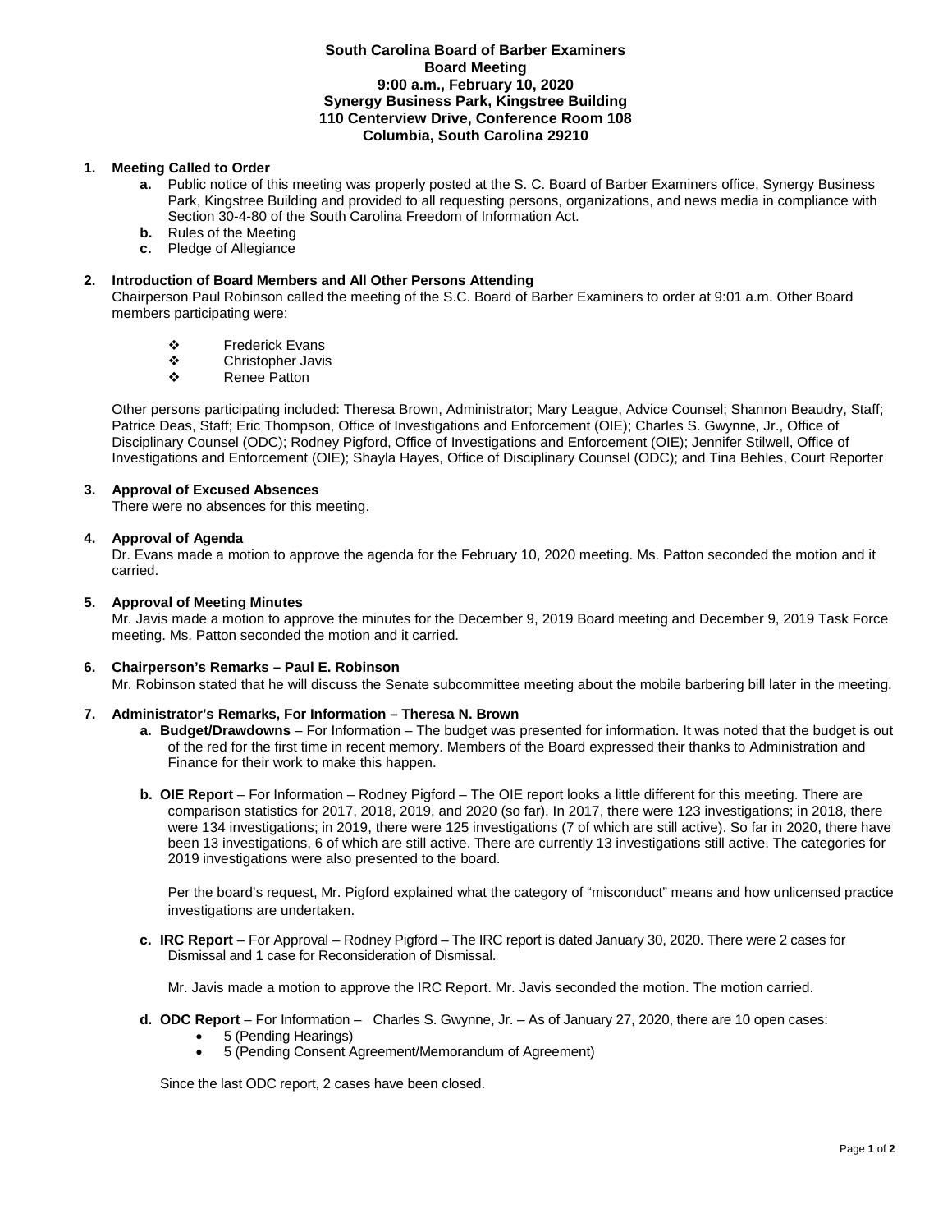**South Carolina Board of Barber Examiners**
**Board Meeting**
**9:00 a.m., February 10, 2020**
**Synergy Business Park, Kingstree Building**
**110 Centerview Drive, Conference Room 108**
**Columbia, South Carolina 29210**

**1. Meeting Called to Order**

- **a.** Public notice of this meeting was properly posted at the S. C. Board of Barber Examiners office, Synergy Business Park, Kingstree Building and provided to all requesting persons, organizations, and news media in compliance with Section 30-4-80 of the South Carolina Freedom of Information Act.
- **b.** Rules of the Meeting
- **c.** Pledge of Allegiance

**2. Introduction of Board Members and All Other Persons Attending**

Chairperson Paul Robinson called the meeting of the S.C. Board of Barber Examiners to order at 9:01 a.m. Other Board members participating were:

- Frederick Evans
- Christopher Javis
- Renee Patton

Other persons participating included: Theresa Brown, Administrator; Mary League, Advice Counsel; Shannon Beaudry, Staff; Patrice Deas, Staff; Eric Thompson, Office of Investigations and Enforcement (OIE); Charles S. Gwynne, Jr., Office of Disciplinary Counsel (ODC); Rodney Pigford, Office of Investigations and Enforcement (OIE); Jennifer Stilwell, Office of Investigations and Enforcement (OIE); Shayla Hayes, Office of Disciplinary Counsel (ODC); and Tina Behles, Court Reporter

**3. Approval of Excused Absences**

There were no absences for this meeting.

**4. Approval of Agenda**

Dr. Evans made a motion to approve the agenda for the February 10, 2020 meeting. Ms. Patton seconded the motion and it carried.

**5. Approval of Meeting Minutes**

Mr. Javis made a motion to approve the minutes for the December 9, 2019 Board meeting and December 9, 2019 Task Force meeting. Ms. Patton seconded the motion and it carried.

**6. Chairperson's Remarks – Paul E. Robinson**

Mr. Robinson stated that he will discuss the Senate subcommittee meeting about the mobile barbering bill later in the meeting.

**7. Administrator's Remarks, For Information – Theresa N. Brown**

- **a. Budget/Drawdowns** – For Information – The budget was presented for information. It was noted that the budget is out of the red for the first time in recent memory. Members of the Board expressed their thanks to Administration and Finance for their work to make this happen.

- **b. OIE Report** – For Information – Rodney Pigford – The OIE report looks a little different for this meeting. There are comparison statistics for 2017, 2018, 2019, and 2020 (so far). In 2017, there were 123 investigations; in 2018, there were 134 investigations; in 2019, there were 125 investigations (7 of which are still active). So far in 2020, there have been 13 investigations, 6 of which are still active. There are currently 13 investigations still active. The categories for 2019 investigations were also presented to the board.

  Per the board's request, Mr. Pigford explained what the category of "misconduct" means and how unlicensed practice investigations are undertaken.

- **c. IRC Report** – For Approval – Rodney Pigford – The IRC report is dated January 30, 2020. There were 2 cases for Dismissal and 1 case for Reconsideration of Dismissal.

  Mr. Javis made a motion to approve the IRC Report. Mr. Javis seconded the motion. The motion carried.

- **d. ODC Report** – For Information – Charles S. Gwynne, Jr. – As of January 27, 2020, there are 10 open cases:
  - 5 (Pending Hearings)
  - 5 (Pending Consent Agreement/Memorandum of Agreement)

  Since the last ODC report, 2 cases have been closed.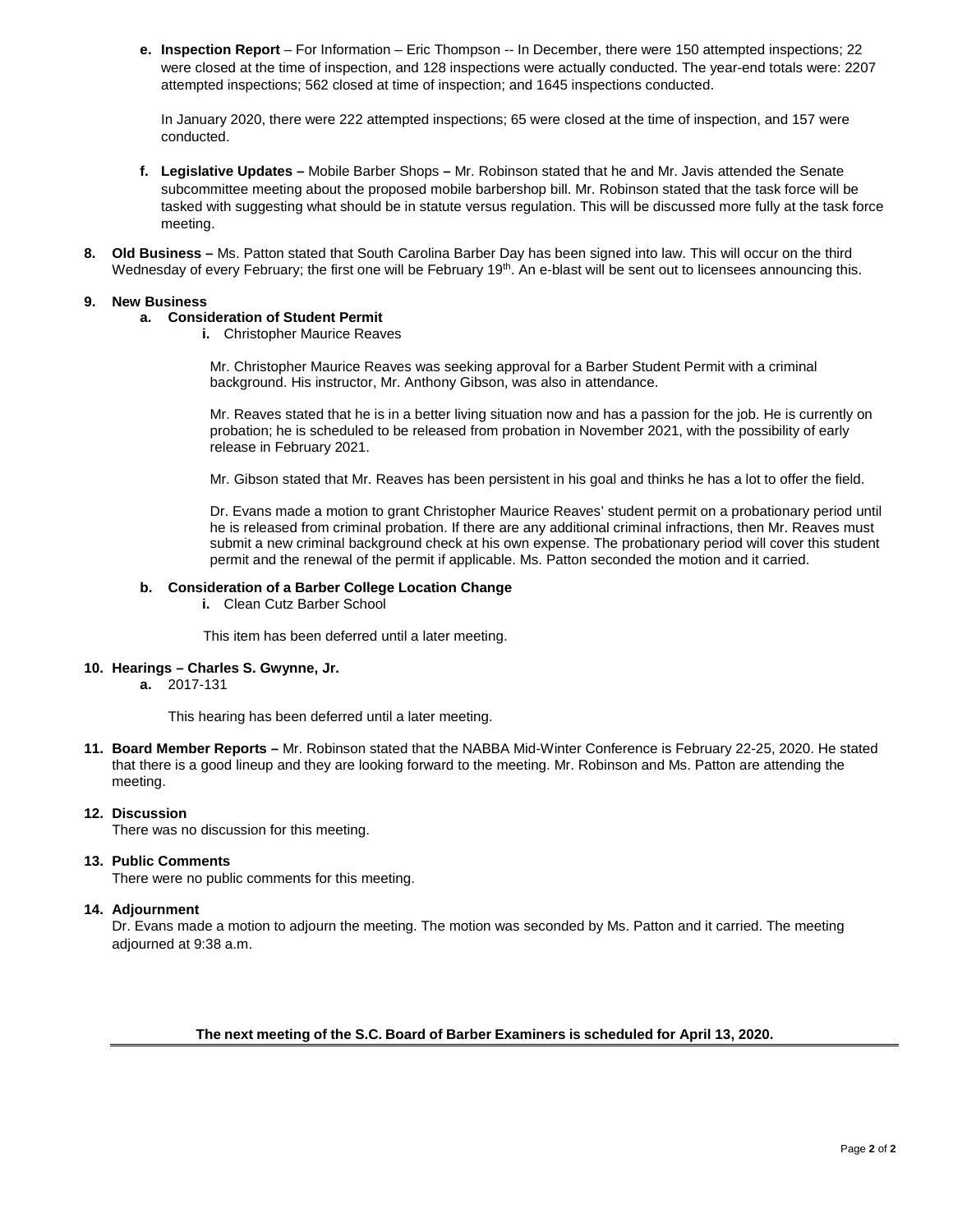e. **Inspection Report** – For Information – Eric Thompson -- In December, there were 150 attempted inspections; 22 were closed at the time of inspection, and 128 inspections were actually conducted. The year-end totals were: 2207 attempted inspections; 562 closed at time of inspection; and 1645 inspections conducted.

   In January 2020, there were 222 attempted inspections; 65 were closed at the time of inspection, and 157 were conducted.

f. **Legislative Updates –** Mobile Barber Shops **–** Mr. Robinson stated that he and Mr. Javis attended the Senate subcommittee meeting about the proposed mobile barbershop bill. Mr. Robinson stated that the task force will be tasked with suggesting what should be in statute versus regulation. This will be discussed more fully at the task force meeting.

**8. Old Business –** Ms. Patton stated that South Carolina Barber Day has been signed into law. This will occur on the third Wednesday of every February; the first one will be February 19th. An e-blast will be sent out to licensees announcing this.

**9. New Business**

**a. Consideration of Student Permit**

**i.** Christopher Maurice Reaves

Mr. Christopher Maurice Reaves was seeking approval for a Barber Student Permit with a criminal background. His instructor, Mr. Anthony Gibson, was also in attendance.

Mr. Reaves stated that he is in a better living situation now and has a passion for the job. He is currently on probation; he is scheduled to be released from probation in November 2021, with the possibility of early release in February 2021.

Mr. Gibson stated that Mr. Reaves has been persistent in his goal and thinks he has a lot to offer the field.

Dr. Evans made a motion to grant Christopher Maurice Reaves' student permit on a probationary period until he is released from criminal probation. If there are any additional criminal infractions, then Mr. Reaves must submit a new criminal background check at his own expense. The probationary period will cover this student permit and the renewal of the permit if applicable. Ms. Patton seconded the motion and it carried.

**b. Consideration of a Barber College Location Change**

**i.** Clean Cutz Barber School

This item has been deferred until a later meeting.

**10. Hearings – Charles S. Gwynne, Jr.**

**a.** 2017-131

This hearing has been deferred until a later meeting.

**11. Board Member Reports –** Mr. Robinson stated that the NABBA Mid-Winter Conference is February 22-25, 2020. He stated that there is a good lineup and they are looking forward to the meeting. Mr. Robinson and Ms. Patton are attending the meeting.

**12. Discussion**

There was no discussion for this meeting.

**13. Public Comments**

There were no public comments for this meeting.

**14. Adjournment**

Dr. Evans made a motion to adjourn the meeting. The motion was seconded by Ms. Patton and it carried. The meeting adjourned at 9:38 a.m.

**The next meeting of the S.C. Board of Barber Examiners is scheduled for April 13, 2020.**